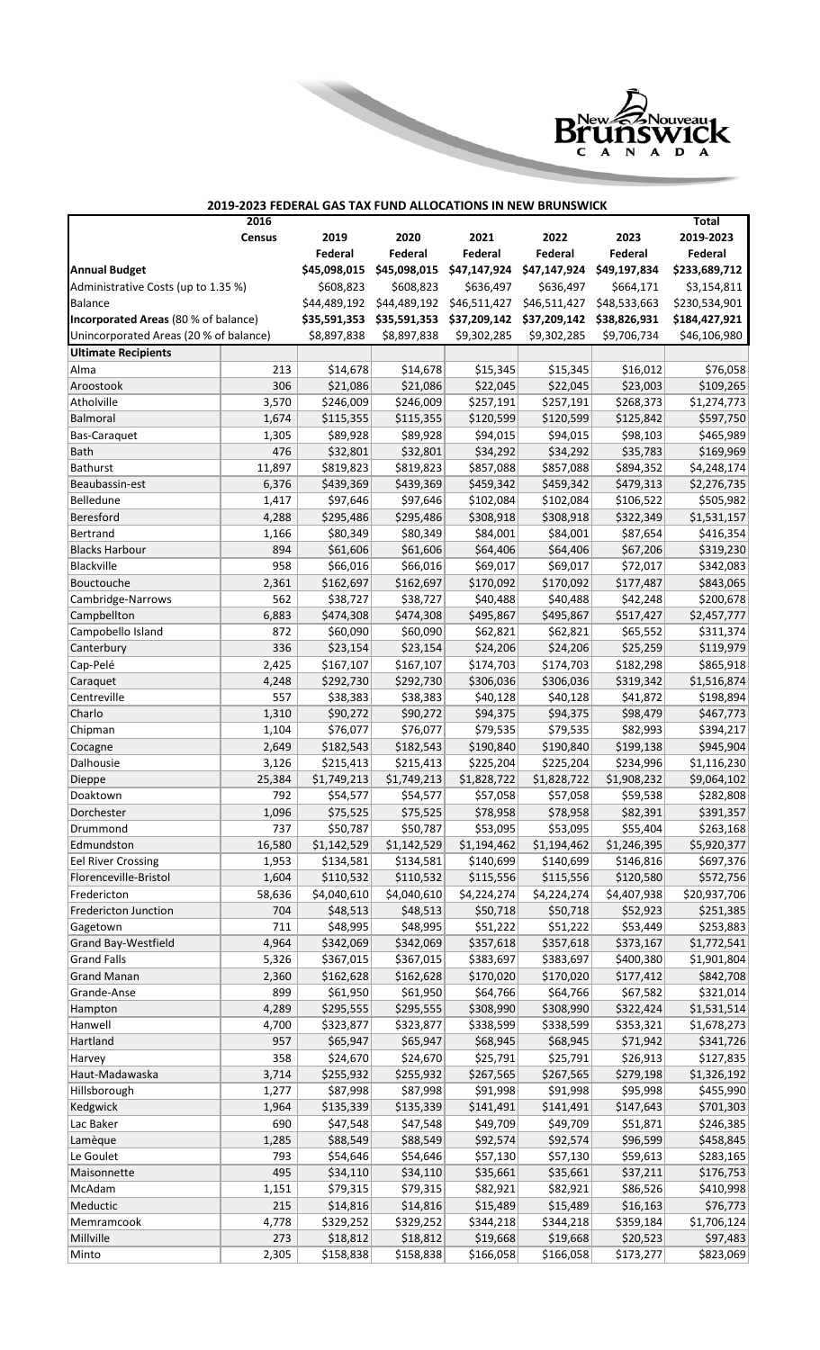# 2019-2023 FEDERAL GAS TAX FUND ALLOCATIONS IN NEW BRUNSWICK

| | 2016 Census | 2019 Federal | 2020 Federal | 2021 Federal | 2022 Federal | 2023 Federal | Total 2019-2023 Federal |
|---|---|---|---|---|---|---|---|
| **Annual Budget** | | $45,098,015 | $45,098,015 | $47,147,924 | $47,147,924 | $49,197,834 | $233,689,712 |
| Administrative Costs (up to 1.35 %) | | $608,823 | $608,823 | $636,497 | $636,497 | $664,171 | $3,154,811 |
| Balance | | $44,489,192 | $44,489,192 | $46,511,427 | $46,511,427 | $48,533,663 | $230,534,901 |
| **Incorporated Areas** (80 % of balance) | | $35,591,353 | $35,591,353 | $37,209,142 | $37,209,142 | $38,826,931 | $184,427,921 |
| Unincorporated Areas (20 % of balance) | | $8,897,838 | $8,897,838 | $9,302,285 | $9,302,285 | $9,706,734 | $46,106,980 |
| **Ultimate Recipients** | | | | | | | |
| Alma | 213 | $14,678 | $14,678 | $15,345 | $15,345 | $16,012 | $76,058 |
| Aroostook | 306 | $21,086 | $21,086 | $22,045 | $22,045 | $23,003 | $109,265 |
| Atholville | 3,570 | $246,009 | $246,009 | $257,191 | $257,191 | $268,373 | $1,274,773 |
| Balmoral | 1,674 | $115,355 | $115,355 | $120,599 | $120,599 | $125,842 | $597,750 |
| Bas-Caraquet | 1,305 | $89,928 | $89,928 | $94,015 | $94,015 | $98,103 | $465,989 |
| Bath | 476 | $32,801 | $32,801 | $34,292 | $34,292 | $35,783 | $169,969 |
| Bathurst | 11,897 | $819,823 | $819,823 | $857,088 | $857,088 | $894,352 | $4,248,174 |
| Beaubassin-est | 6,376 | $439,369 | $439,369 | $459,342 | $459,342 | $479,313 | $2,276,735 |
| Belledune | 1,417 | $97,646 | $97,646 | $102,084 | $102,084 | $106,522 | $505,982 |
| Beresford | 4,288 | $295,486 | $295,486 | $308,918 | $308,918 | $322,349 | $1,531,157 |
| Bertrand | 1,166 | $80,349 | $80,349 | $84,001 | $84,001 | $87,654 | $416,354 |
| Blacks Harbour | 894 | $61,606 | $61,606 | $64,406 | $64,406 | $67,206 | $319,230 |
| Blackville | 958 | $66,016 | $66,016 | $69,017 | $69,017 | $72,017 | $342,083 |
| Bouctouche | 2,361 | $162,697 | $162,697 | $170,092 | $170,092 | $177,487 | $843,065 |
| Cambridge-Narrows | 562 | $38,727 | $38,727 | $40,488 | $40,488 | $42,248 | $200,678 |
| Campbellton | 6,883 | $474,308 | $474,308 | $495,867 | $495,867 | $517,427 | $2,457,777 |
| Campobello Island | 872 | $60,090 | $60,090 | $62,821 | $62,821 | $65,552 | $311,374 |
| Canterbury | 336 | $23,154 | $23,154 | $24,206 | $24,206 | $25,259 | $119,979 |
| Cap-Pelé | 2,425 | $167,107 | $167,107 | $174,703 | $174,703 | $182,298 | $865,918 |
| Caraquet | 4,248 | $292,730 | $292,730 | $306,036 | $306,036 | $319,342 | $1,516,874 |
| Centreville | 557 | $38,383 | $38,383 | $40,128 | $40,128 | $41,872 | $198,894 |
| Charlo | 1,310 | $90,272 | $90,272 | $94,375 | $94,375 | $98,479 | $467,773 |
| Chipman | 1,104 | $76,077 | $76,077 | $79,535 | $79,535 | $82,993 | $394,217 |
| Cocagne | 2,649 | $182,543 | $182,543 | $190,840 | $190,840 | $199,138 | $945,904 |
| Dalhousie | 3,126 | $215,413 | $215,413 | $225,204 | $225,204 | $234,996 | $1,116,230 |
| Dieppe | 25,384 | $1,749,213 | $1,749,213 | $1,828,722 | $1,828,722 | $1,908,232 | $9,064,102 |
| Doaktown | 792 | $54,577 | $54,577 | $57,058 | $57,058 | $59,538 | $282,808 |
| Dorchester | 1,096 | $75,525 | $75,525 | $78,958 | $78,958 | $82,391 | $391,357 |
| Drummond | 737 | $50,787 | $50,787 | $53,095 | $53,095 | $55,404 | $263,168 |
| Edmundston | 16,580 | $1,142,529 | $1,142,529 | $1,194,462 | $1,194,462 | $1,246,395 | $5,920,377 |
| Eel River Crossing | 1,953 | $134,581 | $134,581 | $140,699 | $140,699 | $146,816 | $697,376 |
| Florenceville-Bristol | 1,604 | $110,532 | $110,532 | $115,556 | $115,556 | $120,580 | $572,756 |
| Fredericton | 58,636 | $4,040,610 | $4,040,610 | $4,224,274 | $4,224,274 | $4,407,938 | $20,937,706 |
| Fredericton Junction | 704 | $48,513 | $48,513 | $50,718 | $50,718 | $52,923 | $251,385 |
| Gagetown | 711 | $48,995 | $48,995 | $51,222 | $51,222 | $53,449 | $253,883 |
| Grand Bay-Westfield | 4,964 | $342,069 | $342,069 | $357,618 | $357,618 | $373,167 | $1,772,541 |
| Grand Falls | 5,326 | $367,015 | $367,015 | $383,697 | $383,697 | $400,380 | $1,901,804 |
| Grand Manan | 2,360 | $162,628 | $162,628 | $170,020 | $170,020 | $177,412 | $842,708 |
| Grande-Anse | 899 | $61,950 | $61,950 | $64,766 | $64,766 | $67,582 | $321,014 |
| Hampton | 4,289 | $295,555 | $295,555 | $308,990 | $308,990 | $322,424 | $1,531,514 |
| Hanwell | 4,700 | $323,877 | $323,877 | $338,599 | $338,599 | $353,321 | $1,678,273 |
| Hartland | 957 | $65,947 | $65,947 | $68,945 | $68,945 | $71,942 | $341,726 |
| Harvey | 358 | $24,670 | $24,670 | $25,791 | $25,791 | $26,913 | $127,835 |
| Haut-Madawaska | 3,714 | $255,932 | $255,932 | $267,565 | $267,565 | $279,198 | $1,326,192 |
| Hillsborough | 1,277 | $87,998 | $87,998 | $91,998 | $91,998 | $95,998 | $455,990 |
| Kedgwick | 1,964 | $135,339 | $135,339 | $141,491 | $141,491 | $147,643 | $701,303 |
| Lac Baker | 690 | $47,548 | $47,548 | $49,709 | $49,709 | $51,871 | $246,385 |
| Lamèque | 1,285 | $88,549 | $88,549 | $92,574 | $92,574 | $96,599 | $458,845 |
| Le Goulet | 793 | $54,646 | $54,646 | $57,130 | $57,130 | $59,613 | $283,165 |
| Maisonnette | 495 | $34,110 | $34,110 | $35,661 | $35,661 | $37,211 | $176,753 |
| McAdam | 1,151 | $79,315 | $79,315 | $82,921 | $82,921 | $86,526 | $410,998 |
| Meductic | 215 | $14,816 | $14,816 | $15,489 | $15,489 | $16,163 | $76,773 |
| Memramcook | 4,778 | $329,252 | $329,252 | $344,218 | $344,218 | $359,184 | $1,706,124 |
| Millville | 273 | $18,812 | $18,812 | $19,668 | $19,668 | $20,523 | $97,483 |
| Minto | 2,305 | $158,838 | $158,838 | $166,058 | $166,058 | $173,277 | $823,069 |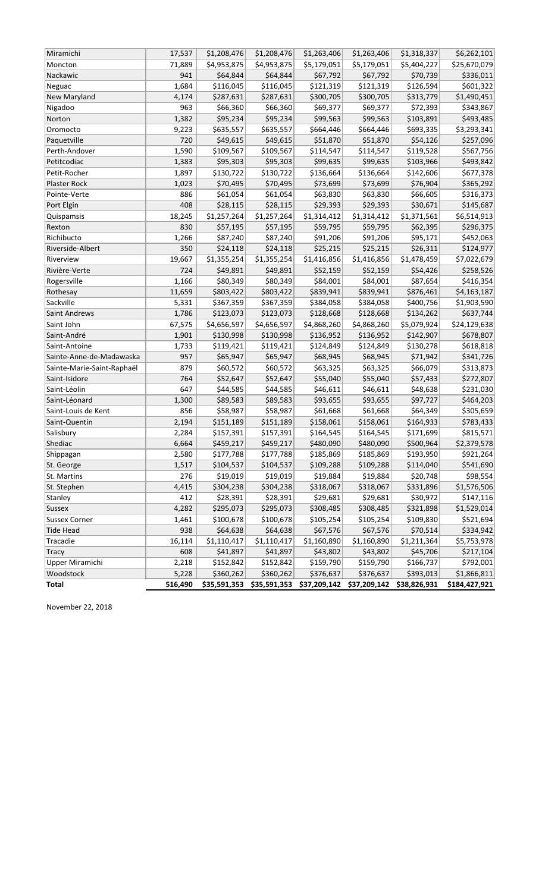| | | | | | | | |
|---|---|---|---|---|---|---|---|
| Miramichi | 17,537 | $1,208,476 | $1,208,476 | $1,263,406 | $1,263,406 | $1,318,337 | $6,262,101 |
| Moncton | 71,889 | $4,953,875 | $4,953,875 | $5,179,051 | $5,179,051 | $5,404,227 | $25,670,079 |
| Nackawic | 941 | $64,844 | $64,844 | $67,792 | $67,792 | $70,739 | $336,011 |
| Neguac | 1,684 | $116,045 | $116,045 | $121,319 | $121,319 | $126,594 | $601,322 |
| New Maryland | 4,174 | $287,631 | $287,631 | $300,705 | $300,705 | $313,779 | $1,490,451 |
| Nigadoo | 963 | $66,360 | $66,360 | $69,377 | $69,377 | $72,393 | $343,867 |
| Norton | 1,382 | $95,234 | $95,234 | $99,563 | $99,563 | $103,891 | $493,485 |
| Oromocto | 9,223 | $635,557 | $635,557 | $664,446 | $664,446 | $693,335 | $3,293,341 |
| Paquetville | 720 | $49,615 | $49,615 | $51,870 | $51,870 | $54,126 | $257,096 |
| Perth-Andover | 1,590 | $109,567 | $109,567 | $114,547 | $114,547 | $119,528 | $567,756 |
| Petitcodiac | 1,383 | $95,303 | $95,303 | $99,635 | $99,635 | $103,966 | $493,842 |
| Petit-Rocher | 1,897 | $130,722 | $130,722 | $136,664 | $136,664 | $142,606 | $677,378 |
| Plaster Rock | 1,023 | $70,495 | $70,495 | $73,699 | $73,699 | $76,904 | $365,292 |
| Pointe-Verte | 886 | $61,054 | $61,054 | $63,830 | $63,830 | $66,605 | $316,373 |
| Port Elgin | 408 | $28,115 | $28,115 | $29,393 | $29,393 | $30,671 | $145,687 |
| Quispamsis | 18,245 | $1,257,264 | $1,257,264 | $1,314,412 | $1,314,412 | $1,371,561 | $6,514,913 |
| Rexton | 830 | $57,195 | $57,195 | $59,795 | $59,795 | $62,395 | $296,375 |
| Richibucto | 1,266 | $87,240 | $87,240 | $91,206 | $91,206 | $95,171 | $452,063 |
| Riverside-Albert | 350 | $24,118 | $24,118 | $25,215 | $25,215 | $26,311 | $124,977 |
| Riverview | 19,667 | $1,355,254 | $1,355,254 | $1,416,856 | $1,416,856 | $1,478,459 | $7,022,679 |
| Rivière-Verte | 724 | $49,891 | $49,891 | $52,159 | $52,159 | $54,426 | $258,526 |
| Rogersville | 1,166 | $80,349 | $80,349 | $84,001 | $84,001 | $87,654 | $416,354 |
| Rothesay | 11,659 | $803,422 | $803,422 | $839,941 | $839,941 | $876,461 | $4,163,187 |
| Sackville | 5,331 | $367,359 | $367,359 | $384,058 | $384,058 | $400,756 | $1,903,590 |
| Saint Andrews | 1,786 | $123,073 | $123,073 | $128,668 | $128,668 | $134,262 | $637,744 |
| Saint John | 67,575 | $4,656,597 | $4,656,597 | $4,868,260 | $4,868,260 | $5,079,924 | $24,129,638 |
| Saint-André | 1,901 | $130,998 | $130,998 | $136,952 | $136,952 | $142,907 | $678,807 |
| Saint-Antoine | 1,733 | $119,421 | $119,421 | $124,849 | $124,849 | $130,278 | $618,818 |
| Sainte-Anne-de-Madawaska | 957 | $65,947 | $65,947 | $68,945 | $68,945 | $71,942 | $341,726 |
| Sainte-Marie-Saint-Raphaël | 879 | $60,572 | $60,572 | $63,325 | $63,325 | $66,079 | $313,873 |
| Saint-Isidore | 764 | $52,647 | $52,647 | $55,040 | $55,040 | $57,433 | $272,807 |
| Saint-Léolin | 647 | $44,585 | $44,585 | $46,611 | $46,611 | $48,638 | $231,030 |
| Saint-Léonard | 1,300 | $89,583 | $89,583 | $93,655 | $93,655 | $97,727 | $464,203 |
| Saint-Louis de Kent | 856 | $58,987 | $58,987 | $61,668 | $61,668 | $64,349 | $305,659 |
| Saint-Quentin | 2,194 | $151,189 | $151,189 | $158,061 | $158,061 | $164,933 | $783,433 |
| Salisbury | 2,284 | $157,391 | $157,391 | $164,545 | $164,545 | $171,699 | $815,571 |
| Shediac | 6,664 | $459,217 | $459,217 | $480,090 | $480,090 | $500,964 | $2,379,578 |
| Shippagan | 2,580 | $177,788 | $177,788 | $185,869 | $185,869 | $193,950 | $921,264 |
| St. George | 1,517 | $104,537 | $104,537 | $109,288 | $109,288 | $114,040 | $541,690 |
| St. Martins | 276 | $19,019 | $19,019 | $19,884 | $19,884 | $20,748 | $98,554 |
| St. Stephen | 4,415 | $304,238 | $304,238 | $318,067 | $318,067 | $331,896 | $1,576,506 |
| Stanley | 412 | $28,391 | $28,391 | $29,681 | $29,681 | $30,972 | $147,116 |
| Sussex | 4,282 | $295,073 | $295,073 | $308,485 | $308,485 | $321,898 | $1,529,014 |
| Sussex Corner | 1,461 | $100,678 | $100,678 | $105,254 | $105,254 | $109,830 | $521,694 |
| Tide Head | 938 | $64,638 | $64,638 | $67,576 | $67,576 | $70,514 | $334,942 |
| Tracadie | 16,114 | $1,110,417 | $1,110,417 | $1,160,890 | $1,160,890 | $1,211,364 | $5,753,978 |
| Tracy | 608 | $41,897 | $41,897 | $43,802 | $43,802 | $45,706 | $217,104 |
| Upper Miramichi | 2,218 | $152,842 | $152,842 | $159,790 | $159,790 | $166,737 | $792,001 |
| Woodstock | 5,228 | $360,262 | $360,262 | $376,637 | $376,637 | $393,013 | $1,866,811 |
| **Total** | **516,490** | **$35,591,353** | **$35,591,353** | **$37,209,142** | **$37,209,142** | **$38,826,931** | **$184,427,921** |

November 22, 2018